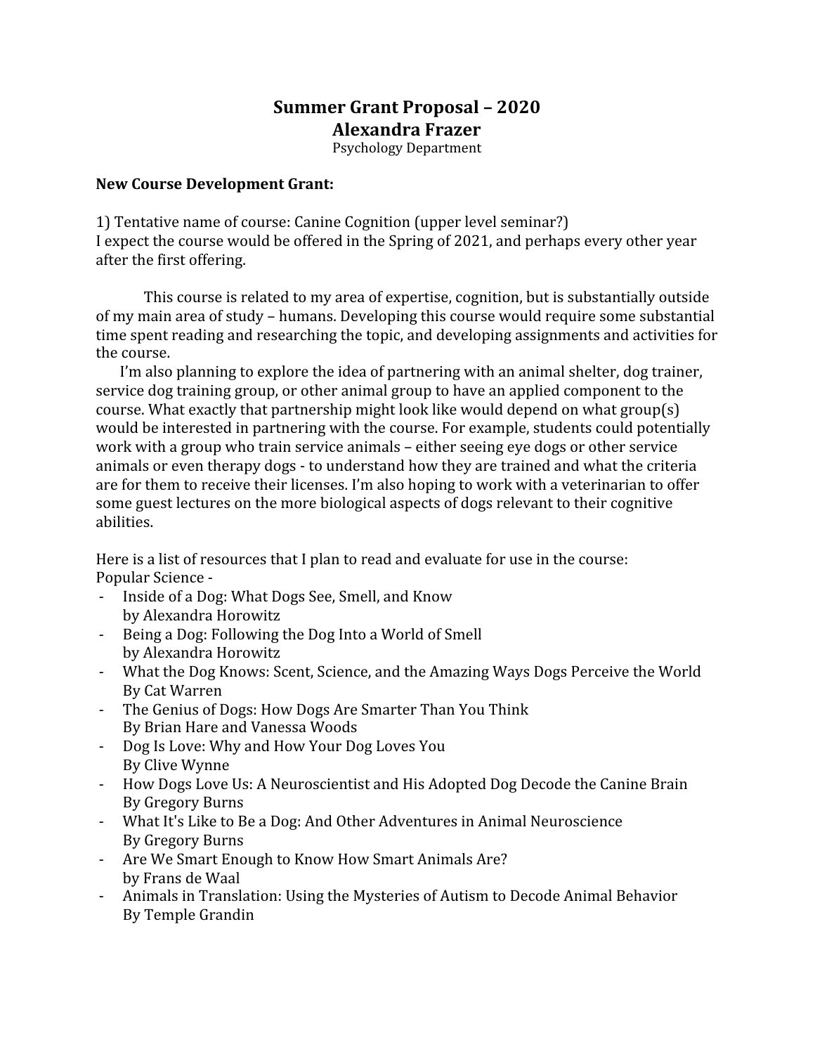# Summary Grant Proposal – 2020
## Alexandra Frazer
Psychology Department

**New Course Development Grant:**

1) Tentative name of course: Canine Cognition (upper level seminar?)
I expect the course would be offered in the Spring of 2021, and perhaps every other year after the first offering.

This course is related to my area of expertise, cognition, but is substantially outside of my main area of study – humans. Developing this course would require some substantial time spent reading and researching the topic, and developing assignments and activities for the course.

I'm also planning to explore the idea of partnering with an animal shelter, dog trainer, service dog training group, or other animal group to have an applied component to the course. What exactly that partnership might look like would depend on what group(s) would be interested in partnering with the course. For example, students could potentially work with a group who train service animals – either seeing eye dogs or other service animals or even therapy dogs - to understand how they are trained and what the criteria are for them to receive their licenses. I'm also hoping to work with a veterinarian to offer some guest lectures on the more biological aspects of dogs relevant to their cognitive abilities.

Here is a list of resources that I plan to read and evaluate for use in the course:
Popular Science -

- Inside of a Dog: What Dogs See, Smell, and Know
  by Alexandra Horowitz
- Being a Dog: Following the Dog Into a World of Smell
  by Alexandra Horowitz
- What the Dog Knows: Scent, Science, and the Amazing Ways Dogs Perceive the World
  By Cat Warren
- The Genius of Dogs: How Dogs Are Smarter Than You Think
  By Brian Hare and Vanessa Woods
- Dog Is Love: Why and How Your Dog Loves You
  By Clive Wynne
- How Dogs Love Us: A Neuroscientist and His Adopted Dog Decode the Canine Brain
  By Gregory Burns
- What It's Like to Be a Dog: And Other Adventures in Animal Neuroscience
  By Gregory Burns
- Are We Smart Enough to Know How Smart Animals Are?
  by Frans de Waal
- Animals in Translation: Using the Mysteries of Autism to Decode Animal Behavior
  By Temple Grandin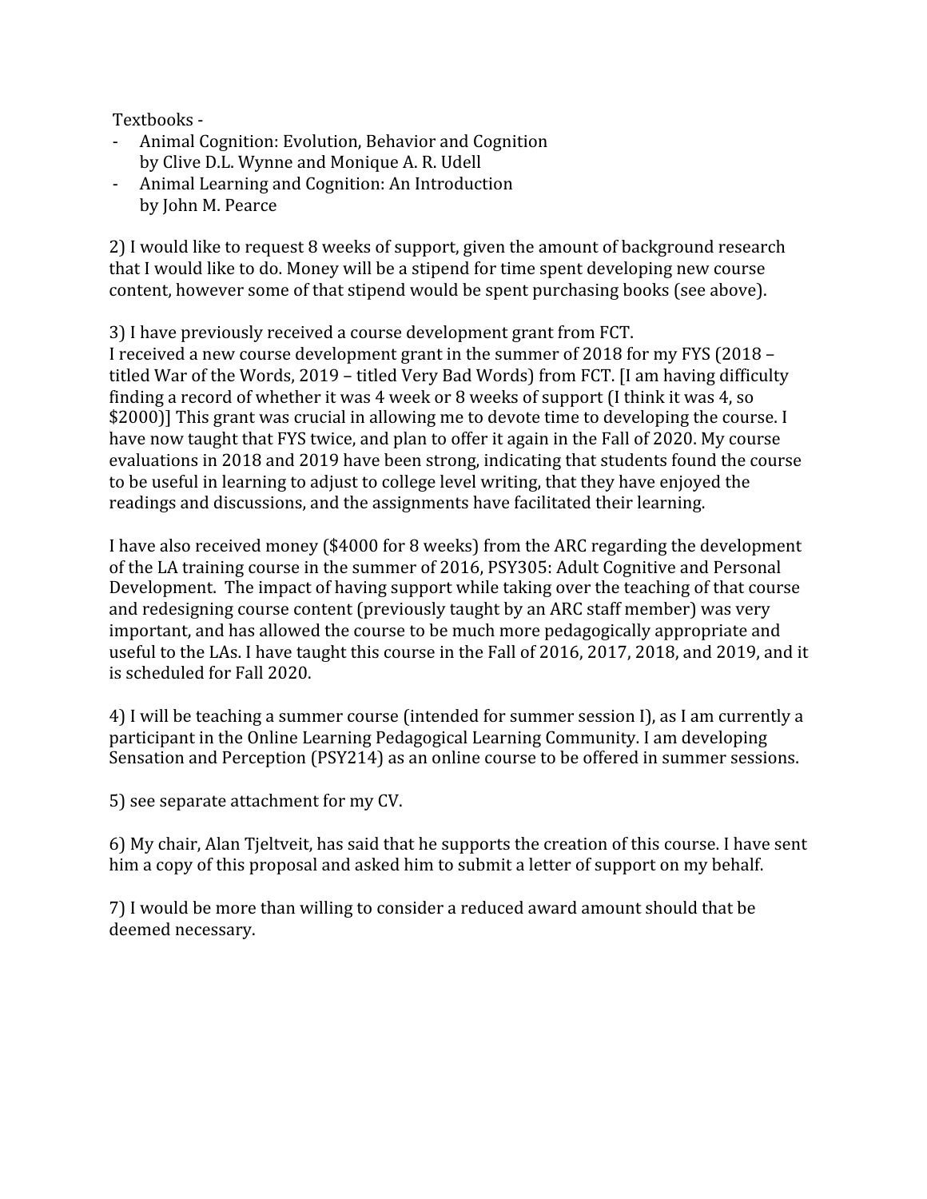Textbooks -

- Animal Cognition: Evolution, Behavior and Cognition
  by Clive D.L. Wynne and Monique A. R. Udell
- Animal Learning and Cognition: An Introduction
  by John M. Pearce

2) I would like to request 8 weeks of support, given the amount of background research that I would like to do. Money will be a stipend for time spent developing new course content, however some of that stipend would be spent purchasing books (see above).

3) I have previously received a course development grant from FCT.
I received a new course development grant in the summer of 2018 for my FYS (2018 – titled War of the Words, 2019 – titled Very Bad Words) from FCT. [I am having difficulty finding a record of whether it was 4 week or 8 weeks of support (I think it was 4, so $2000)] This grant was crucial in allowing me to devote time to developing the course. I have now taught that FYS twice, and plan to offer it again in the Fall of 2020. My course evaluations in 2018 and 2019 have been strong, indicating that students found the course to be useful in learning to adjust to college level writing, that they have enjoyed the readings and discussions, and the assignments have facilitated their learning.

I have also received money ($4000 for 8 weeks) from the ARC regarding the development of the LA training course in the summer of 2016, PSY305: Adult Cognitive and Personal Development. The impact of having support while taking over the teaching of that course and redesigning course content (previously taught by an ARC staff member) was very important, and has allowed the course to be much more pedagogically appropriate and useful to the LAs. I have taught this course in the Fall of 2016, 2017, 2018, and 2019, and it is scheduled for Fall 2020.

4) I will be teaching a summer course (intended for summer session I), as I am currently a participant in the Online Learning Pedagogical Learning Community. I am developing Sensation and Perception (PSY214) as an online course to be offered in summer sessions.

5) see separate attachment for my CV.

6) My chair, Alan Tjeltveit, has said that he supports the creation of this course. I have sent him a copy of this proposal and asked him to submit a letter of support on my behalf.

7) I would be more than willing to consider a reduced award amount should that be deemed necessary.